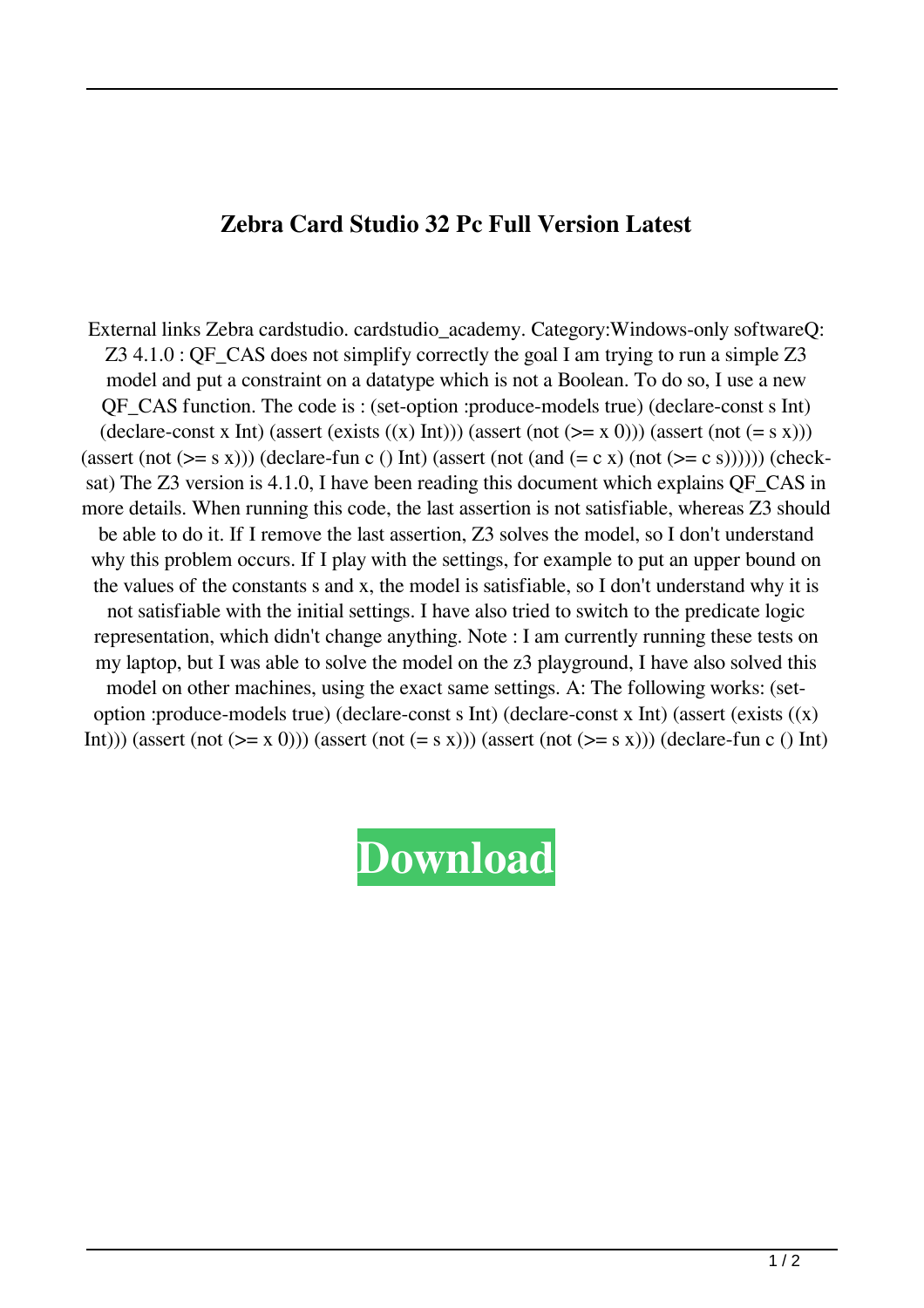# Zebra Card Studio 32 Pc Full Version Latest

External links Zebra cardstudio. cardstudio_academy. Category:Windows-only softwareQ: Z3 4.1.0 : QF_CAS does not simplify correctly the goal I am trying to run a simple Z3 model and put a constraint on a datatype which is not a Boolean. To do so, I use a new QF_CAS function. The code is : (set-option :produce-models true) (declare-const s Int) (declare-const x Int) (assert (exists ((x) Int))) (assert (not (>= x 0))) (assert (not (= s x))) (assert (not (>= s x))) (declare-fun c () Int) (assert (not (and (= c x) (not (>= c s)))))) (check-sat) The Z3 version is 4.1.0, I have been reading this document which explains QF_CAS in more details. When running this code, the last assertion is not satisfiable, whereas Z3 should be able to do it. If I remove the last assertion, Z3 solves the model, so I don't understand why this problem occurs. If I play with the settings, for example to put an upper bound on the values of the constants s and x, the model is satisfiable, so I don't understand why it is not satisfiable with the initial settings. I have also tried to switch to the predicate logic representation, which didn't change anything. Note : I am currently running these tests on my laptop, but I was able to solve the model on the z3 playground, I have also solved this model on other machines, using the exact same settings. A: The following works: (set-option :produce-models true) (declare-const s Int) (declare-const x Int) (assert (exists ((x) Int))) (assert (not (>= x 0))) (assert (not (= s x))) (assert (not (>= s x))) (declare-fun c () Int)

**Download**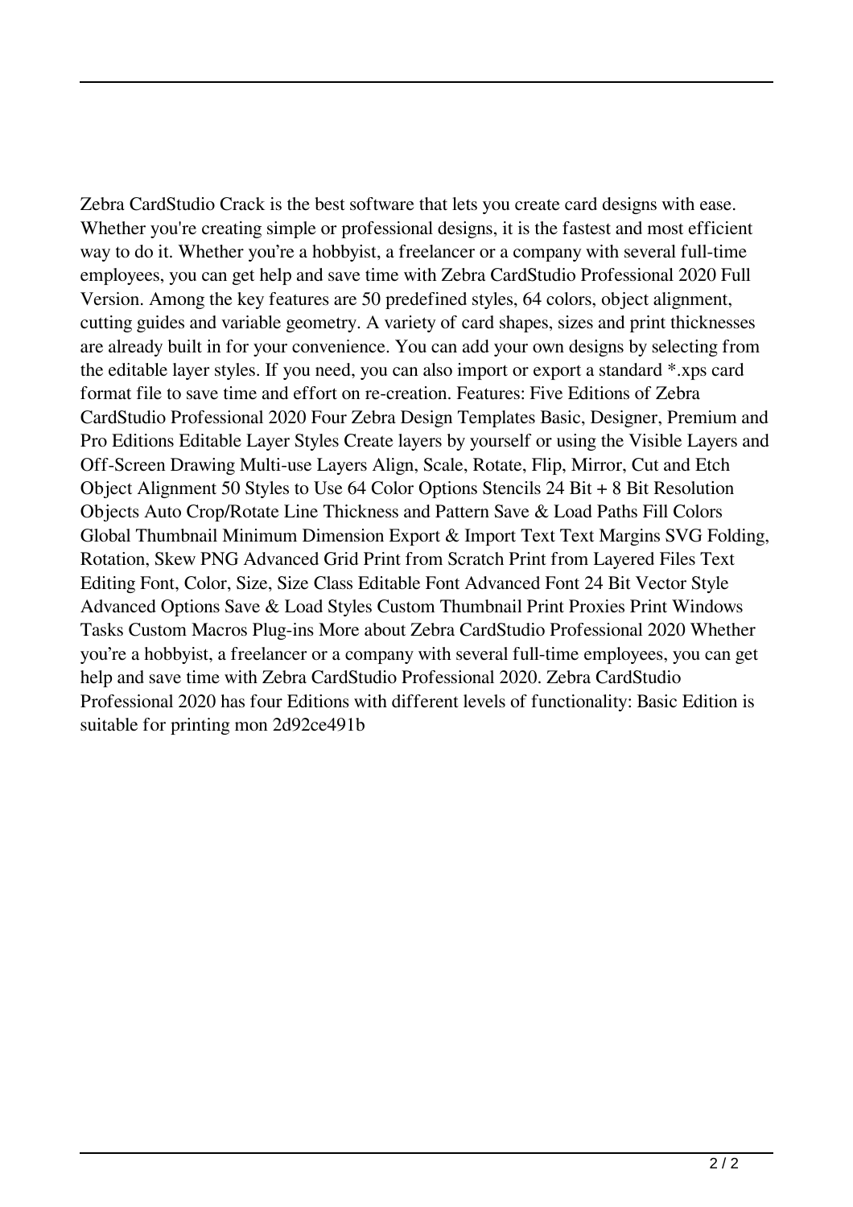Zebra CardStudio Crack is the best software that lets you create card designs with ease. Whether you're creating simple or professional designs, it is the fastest and most efficient way to do it. Whether you're a hobbyist, a freelancer or a company with several full-time employees, you can get help and save time with Zebra CardStudio Professional 2020 Full Version. Among the key features are 50 predefined styles, 64 colors, object alignment, cutting guides and variable geometry. A variety of card shapes, sizes and print thicknesses are already built in for your convenience. You can add your own designs by selecting from the editable layer styles. If you need, you can also import or export a standard *.xps card format file to save time and effort on re-creation. Features: Five Editions of Zebra CardStudio Professional 2020 Four Zebra Design Templates Basic, Designer, Premium and Pro Editions Editable Layer Styles Create layers by yourself or using the Visible Layers and Off-Screen Drawing Multi-use Layers Align, Scale, Rotate, Flip, Mirror, Cut and Etch Object Alignment 50 Styles to Use 64 Color Options Stencils 24 Bit + 8 Bit Resolution Objects Auto Crop/Rotate Line Thickness and Pattern Save & Load Paths Fill Colors Global Thumbnail Minimum Dimension Export & Import Text Text Margins SVG Folding, Rotation, Skew PNG Advanced Grid Print from Scratch Print from Layered Files Text Editing Font, Color, Size, Size Class Editable Font Advanced Font 24 Bit Vector Style Advanced Options Save & Load Styles Custom Thumbnail Print Proxies Print Windows Tasks Custom Macros Plug-ins More about Zebra CardStudio Professional 2020 Whether you're a hobbyist, a freelancer or a company with several full-time employees, you can get help and save time with Zebra CardStudio Professional 2020. Zebra CardStudio Professional 2020 has four Editions with different levels of functionality: Basic Edition is suitable for printing mon 2d92ce491b